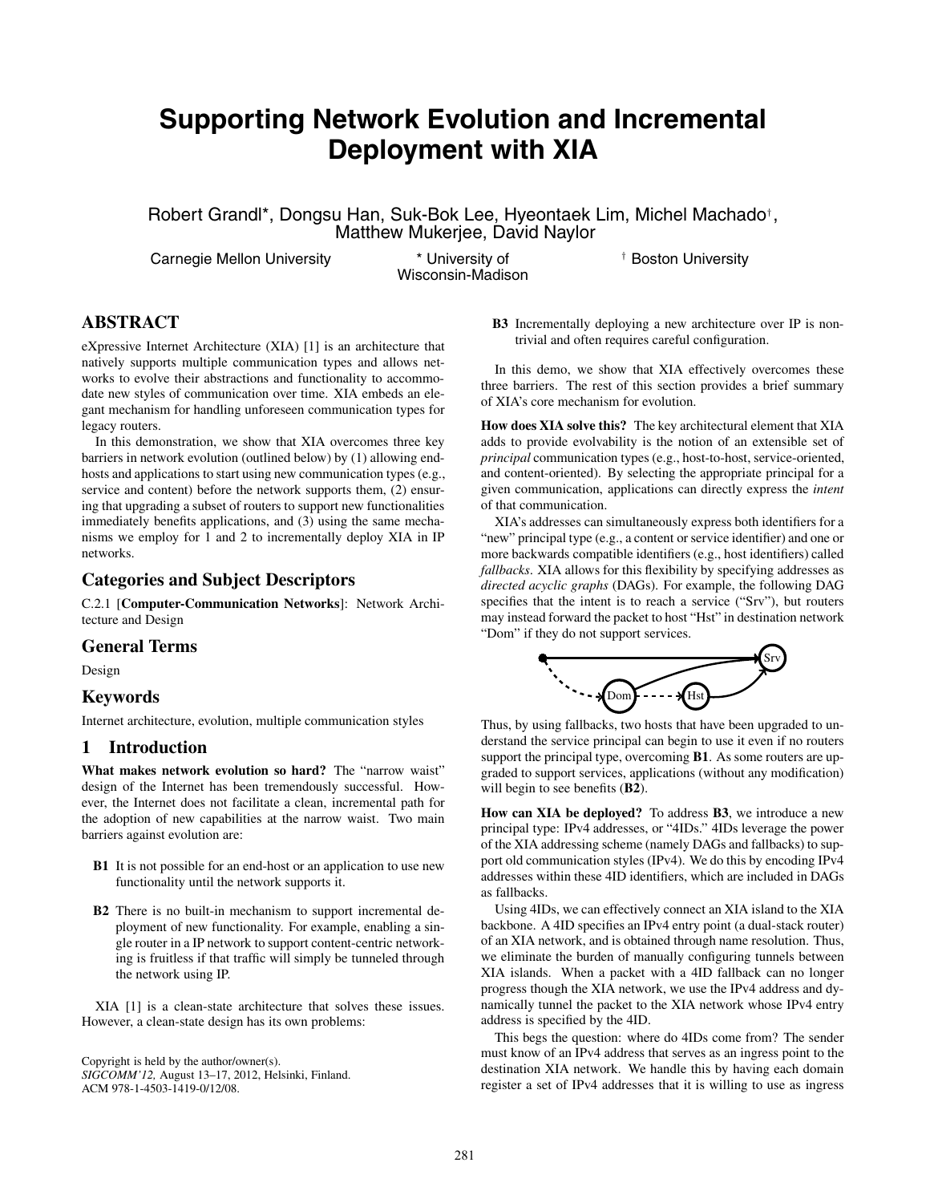# Supporting Network Evolution and Incremental Deployment with XIA

Robert Grandl*, Dongsu Han, Suk-Bok Lee, Hyeontaek Lim, Michel Machado†, Matthew Mukerjee, David Naylor

Carnegie Mellon University    * University of Wisconsin-Madison    † Boston University

## ABSTRACT

eXpressive Internet Architecture (XIA) [1] is an architecture that natively supports multiple communication types and allows networks to evolve their abstractions and functionality to accommodate new styles of communication over time. XIA embeds an elegant mechanism for handling unforeseen communication types for legacy routers.

In this demonstration, we show that XIA overcomes three key barriers in network evolution (outlined below) by (1) allowing end-hosts and applications to start using new communication types (e.g., service and content) before the network supports them, (2) ensuring that upgrading a subset of routers to support new functionalities immediately benefits applications, and (3) using the same mechanisms we employ for 1 and 2 to incrementally deploy XIA in IP networks.

## Categories and Subject Descriptors

C.2.1 [**Computer-Communication Networks**]: Network Architecture and Design

## General Terms

Design

## Keywords

Internet architecture, evolution, multiple communication styles

## 1 Introduction

**What makes network evolution so hard?** The "narrow waist" design of the Internet has been tremendously successful. However, the Internet does not facilitate a clean, incremental path for the adoption of new capabilities at the narrow waist. Two main barriers against evolution are:

- **B1** It is not possible for an end-host or an application to use new functionality until the network supports it.
- **B2** There is no built-in mechanism to support incremental deployment of new functionality. For example, enabling a single router in a IP network to support content-centric networking is fruitless if that traffic will simply be tunneled through the network using IP.

XIA [1] is a clean-state architecture that solves these issues. However, a clean-state design has its own problems:

- **B3** Incrementally deploying a new architecture over IP is nontrivial and often requires careful configuration.

In this demo, we show that XIA effectively overcomes these three barriers. The rest of this section provides a brief summary of XIA's core mechanism for evolution.

**How does XIA solve this?** The key architectural element that XIA adds to provide evolvability is the notion of an extensible set of *principal* communication types (e.g., host-to-host, service-oriented, and content-oriented). By selecting the appropriate principal for a given communication, applications can directly express the *intent* of that communication.

XIA's addresses can simultaneously express both identifiers for a "new" principal type (e.g., a content or service identifier) and one or more backwards compatible identifiers (e.g., host identifiers) called *fallbacks*. XIA allows for this flexibility by specifying addresses as *directed acyclic graphs* (DAGs). For example, the following DAG specifies that the intent is to reach a service ("Srv"), but routers may instead forward the packet to host "Hst" in destination network "Dom" if they do not support services.

Thus, by using fallbacks, two hosts that have been upgraded to understand the service principal can begin to use it even if no routers support the principal type, overcoming **B1**. As some routers are upgraded to support services, applications (without any modification) will begin to see benefits (**B2**).

**How can XIA be deployed?** To address **B3**, we introduce a new principal type: IPv4 addresses, or "4IDs." 4IDs leverage the power of the XIA addressing scheme (namely DAGs and fallbacks) to support old communication styles (IPv4). We do this by encoding IPv4 addresses within these 4ID identifiers, which are included in DAGs as fallbacks.

Using 4IDs, we can effectively connect an XIA island to the XIA backbone. A 4ID specifies an IPv4 entry point (a dual-stack router) of an XIA network, and is obtained through name resolution. Thus, we eliminate the burden of manually configuring tunnels between XIA islands. When a packet with a 4ID fallback can no longer progress though the XIA network, we use the IPv4 address and dynamically tunnel the packet to the XIA network whose IPv4 entry address is specified by the 4ID.

This begs the question: where do 4IDs come from? The sender must know of an IPv4 address that serves as an ingress point to the destination XIA network. We handle this by having each domain register a set of IPv4 addresses that it is willing to use as ingress

Copyright is held by the author/owner(s).
*SIGCOMM'12,* August 13–17, 2012, Helsinki, Finland.
ACM 978-1-4503-1419-0/12/08.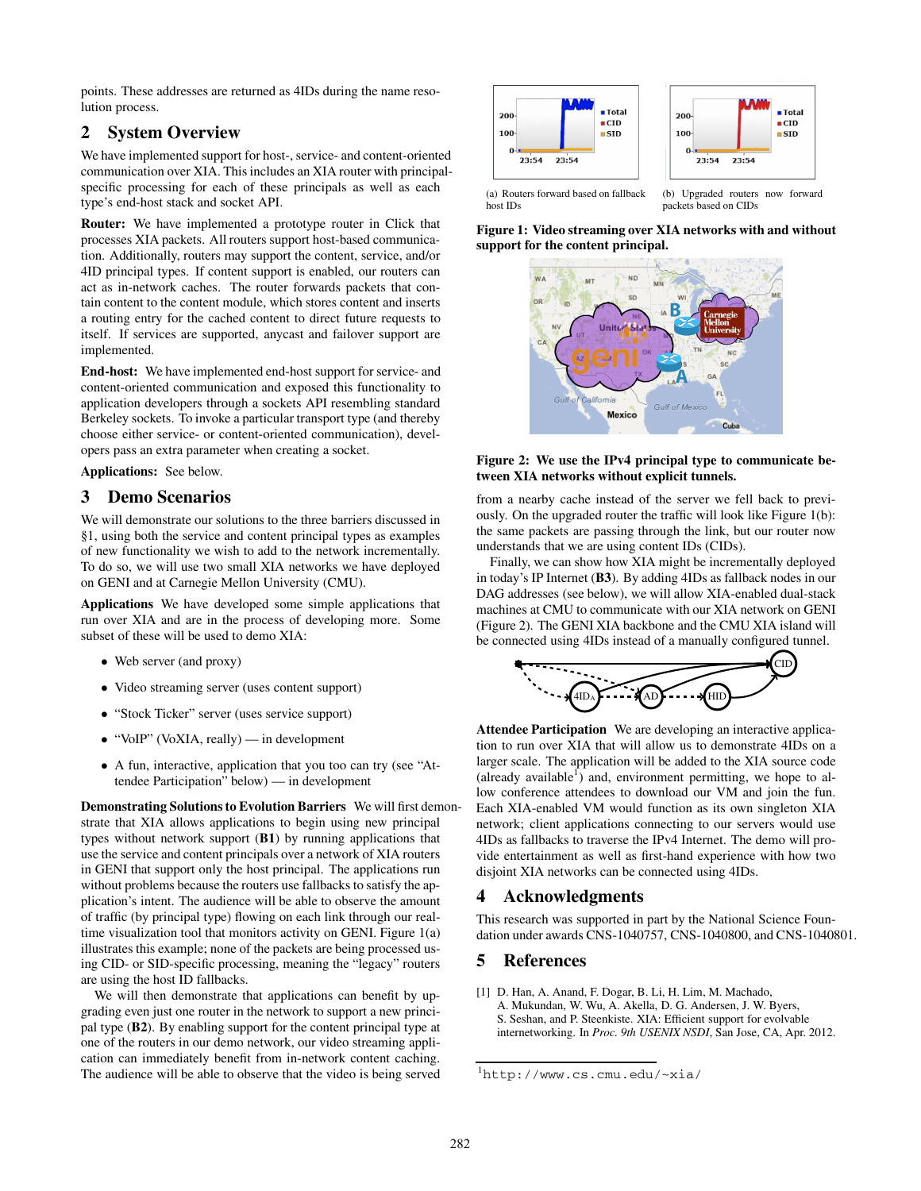points. These addresses are returned as 4IDs during the name resolution process.

## 2 System Overview

We have implemented support for host-, service- and content-oriented communication over XIA. This includes an XIA router with principal-specific processing for each of these principals as well as each type's end-host stack and socket API.

**Router:** We have implemented a prototype router in Click that processes XIA packets. All routers support host-based communication. Additionally, routers may support the content, service, and/or 4ID principal types. If content support is enabled, our routers can act as in-network caches. The router forwards packets that contain content to the content module, which stores content and inserts a routing entry for the cached content to direct future requests to itself. If services are supported, anycast and failover support are implemented.

**End-host:** We have implemented end-host support for service- and content-oriented communication and exposed this functionality to application developers through a sockets API resembling standard Berkeley sockets. To invoke a particular transport type (and thereby choose either service- or content-oriented communication), developers pass an extra parameter when creating a socket.

**Applications:** See below.

## 3 Demo Scenarios

We will demonstrate our solutions to the three barriers discussed in §1, using both the service and content principal types as examples of new functionality we wish to add to the network incrementally. To do so, we will use two small XIA networks we have deployed on GENI and at Carnegie Mellon University (CMU).

**Applications** We have developed some simple applications that run over XIA and are in the process of developing more. Some subset of these will be used to demo XIA:

- Web server (and proxy)
- Video streaming server (uses content support)
- "Stock Ticker" server (uses service support)
- "VoIP" (VoXIA, really) — in development
- A fun, interactive, application that you too can try (see "Attendee Participation" below) — in development

**Demonstrating Solutions to Evolution Barriers** We will first demonstrate that XIA allows applications to begin using new principal types without network support (**B1**) by running applications that use the service and content principals over a network of XIA routers in GENI that support only the host principal. The applications run without problems because the routers use fallbacks to satisfy the application's intent. The audience will be able to observe the amount of traffic (by principal type) flowing on each link through our real-time visualization tool that monitors activity on GENI. Figure 1(a) illustrates this example; none of the packets are being processed using CID- or SID-specific processing, meaning the "legacy" routers are using the host ID fallbacks.

We will then demonstrate that applications can benefit by upgrading even just one router in the network to support a new principal type (**B2**). By enabling support for the content principal type at one of the routers in our demo network, our video streaming application can immediately benefit from in-network content caching. The audience will be able to observe that the video is being served from a nearby cache instead of the server we fell back to previously. On the upgraded router the traffic will look like Figure 1(b): the same packets are passing through the link, but our router now understands that we are using content IDs (CIDs).

200
100
0
23:54 23:54
Total
CID
SID

(a) Routers forward based on fallback host IDs

200
100
0
23:54 23:54
Total
CID
SID

(b) Upgraded routers now forward packets based on CIDs

**Figure 1: Video streaming over XIA networks with and without support for the content principal.**

**Figure 2: We use the IPv4 principal type to communicate between XIA networks without explicit tunnels.**

Finally, we can show how XIA might be incrementally deployed in today's IP Internet (**B3**). By adding 4IDs as fallback nodes in our DAG addresses (see below), we will allow XIA-enabled dual-stack machines at CMU to communicate with our XIA network on GENI (Figure 2). The GENI XIA backbone and the CMU XIA island will be connected using 4IDs instead of a manually configured tunnel.

$4ID_A$ AD HID CID

**Attendee Participation** We are developing an interactive application to run over XIA that will allow us to demonstrate 4IDs on a larger scale. The application will be added to the XIA source code (already available[1]) and, environment permitting, we hope to allow conference attendees to download our VM and join the fun. Each XIA-enabled VM would function as its own singleton XIA network; client applications connecting to our servers would use 4IDs as fallbacks to traverse the IPv4 Internet. The demo will provide entertainment as well as first-hand experience with how two disjoint XIA networks can be connected using 4IDs.

## 4 Acknowledgments

This research was supported in part by the National Science Foundation under awards CNS-1040757, CNS-1040800, and CNS-1040801.

## 5 References

[1] D. Han, A. Anand, F. Dogar, B. Li, H. Lim, M. Machado, A. Mukundan, W. Wu, A. Akella, D. G. Andersen, J. W. Byers, S. Seshan, and P. Steenkiste. XIA: Efficient support for evolvable internetworking. In *Proc. 9th USENIX NSDI*, San Jose, CA, Apr. 2012.

[1] http://www.cs.cmu.edu/~xia/